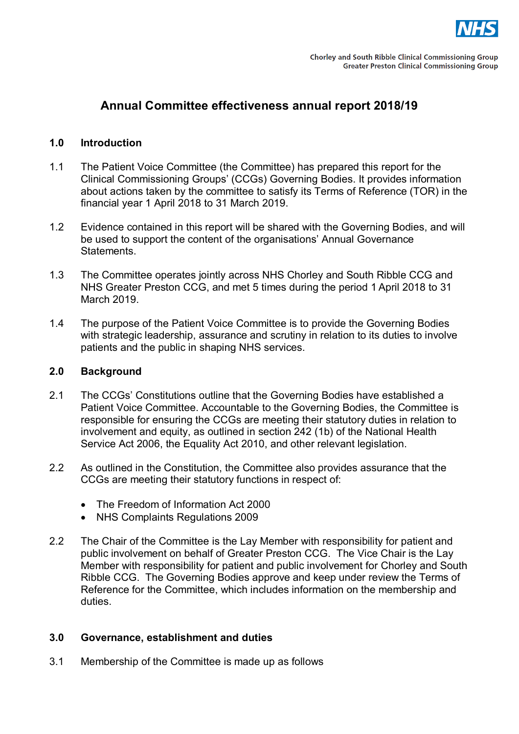Chorley and South Ribble Clinical Commissioning Group
Greater Preston Clinical Commissioning Group

# Annual Committee effectiveness annual report 2018/19

## 1.0 Introduction

1.1 The Patient Voice Committee (the Committee) has prepared this report for the Clinical Commissioning Groups' (CCGs) Governing Bodies. It provides information about actions taken by the committee to satisfy its Terms of Reference (TOR) in the financial year 1 April 2018 to 31 March 2019.

1.2 Evidence contained in this report will be shared with the Governing Bodies, and will be used to support the content of the organisations' Annual Governance Statements.

1.3 The Committee operates jointly across NHS Chorley and South Ribble CCG and NHS Greater Preston CCG, and met 5 times during the period 1 April 2018 to 31 March 2019.

1.4 The purpose of the Patient Voice Committee is to provide the Governing Bodies with strategic leadership, assurance and scrutiny in relation to its duties to involve patients and the public in shaping NHS services.

## 2.0 Background

2.1 The CCGs' Constitutions outline that the Governing Bodies have established a Patient Voice Committee. Accountable to the Governing Bodies, the Committee is responsible for ensuring the CCGs are meeting their statutory duties in relation to involvement and equity, as outlined in section 242 (1b) of the National Health Service Act 2006, the Equality Act 2010, and other relevant legislation.

2.2 As outlined in the Constitution, the Committee also provides assurance that the CCGs are meeting their statutory functions in respect of:

- The Freedom of Information Act 2000
- NHS Complaints Regulations 2009

2.2 The Chair of the Committee is the Lay Member with responsibility for patient and public involvement on behalf of Greater Preston CCG. The Vice Chair is the Lay Member with responsibility for patient and public involvement for Chorley and South Ribble CCG. The Governing Bodies approve and keep under review the Terms of Reference for the Committee, which includes information on the membership and duties.

## 3.0 Governance, establishment and duties

3.1 Membership of the Committee is made up as follows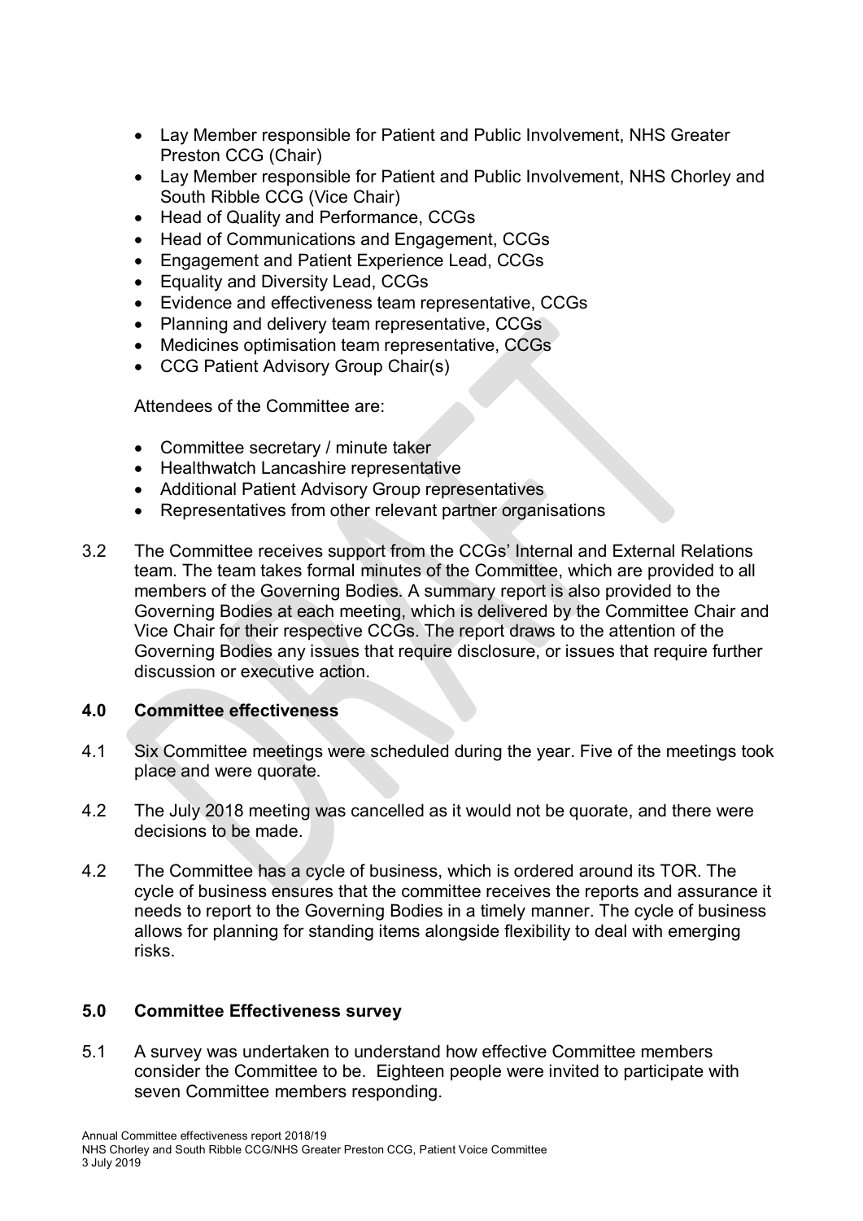- Lay Member responsible for Patient and Public Involvement, NHS Greater Preston CCG (Chair)
- Lay Member responsible for Patient and Public Involvement, NHS Chorley and South Ribble CCG (Vice Chair)
- Head of Quality and Performance, CCGs
- Head of Communications and Engagement, CCGs
- Engagement and Patient Experience Lead, CCGs
- Equality and Diversity Lead, CCGs
- Evidence and effectiveness team representative, CCGs
- Planning and delivery team representative, CCGs
- Medicines optimisation team representative, CCGs
- CCG Patient Advisory Group Chair(s)

Attendees of the Committee are:

- Committee secretary / minute taker
- Healthwatch Lancashire representative
- Additional Patient Advisory Group representatives
- Representatives from other relevant partner organisations

3.2 The Committee receives support from the CCGs' Internal and External Relations team. The team takes formal minutes of the Committee, which are provided to all members of the Governing Bodies. A summary report is also provided to the Governing Bodies at each meeting, which is delivered by the Committee Chair and Vice Chair for their respective CCGs. The report draws to the attention of the Governing Bodies any issues that require disclosure, or issues that require further discussion or executive action.

## 4.0 Committee effectiveness

4.1 Six Committee meetings were scheduled during the year. Five of the meetings took place and were quorate.

4.2 The July 2018 meeting was cancelled as it would not be quorate, and there were decisions to be made.

4.2 The Committee has a cycle of business, which is ordered around its TOR. The cycle of business ensures that the committee receives the reports and assurance it needs to report to the Governing Bodies in a timely manner. The cycle of business allows for planning for standing items alongside flexibility to deal with emerging risks.

## 5.0 Committee Effectiveness survey

5.1 A survey was undertaken to understand how effective Committee members consider the Committee to be. Eighteen people were invited to participate with seven Committee members responding.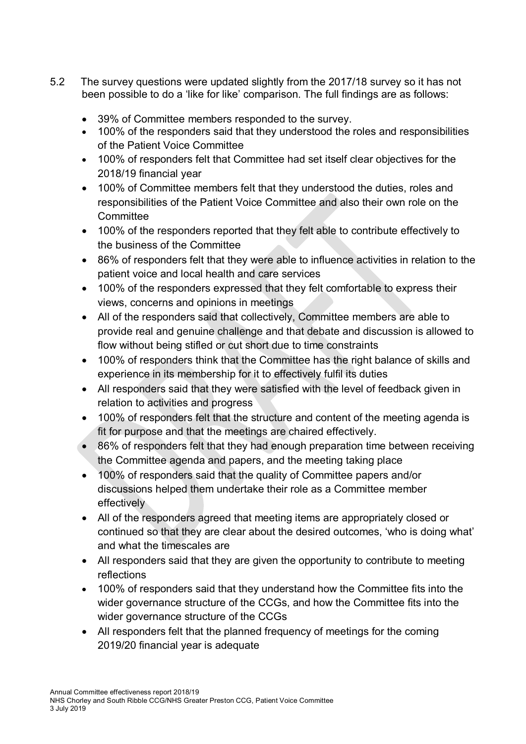5.2 The survey questions were updated slightly from the 2017/18 survey so it has not been possible to do a 'like for like' comparison. The full findings are as follows:

- 39% of Committee members responded to the survey.
- 100% of the responders said that they understood the roles and responsibilities of the Patient Voice Committee
- 100% of responders felt that Committee had set itself clear objectives for the 2018/19 financial year
- 100% of Committee members felt that they understood the duties, roles and responsibilities of the Patient Voice Committee and also their own role on the Committee
- 100% of the responders reported that they felt able to contribute effectively to the business of the Committee
- 86% of responders felt that they were able to influence activities in relation to the patient voice and local health and care services
- 100% of the responders expressed that they felt comfortable to express their views, concerns and opinions in meetings
- All of the responders said that collectively, Committee members are able to provide real and genuine challenge and that debate and discussion is allowed to flow without being stifled or cut short due to time constraints
- 100% of responders think that the Committee has the right balance of skills and experience in its membership for it to effectively fulfil its duties
- All responders said that they were satisfied with the level of feedback given in relation to activities and progress
- 100% of responders felt that the structure and content of the meeting agenda is fit for purpose and that the meetings are chaired effectively.
- 86% of responders felt that they had enough preparation time between receiving the Committee agenda and papers, and the meeting taking place
- 100% of responders said that the quality of Committee papers and/or discussions helped them undertake their role as a Committee member effectively
- All of the responders agreed that meeting items are appropriately closed or continued so that they are clear about the desired outcomes, 'who is doing what' and what the timescales are
- All responders said that they are given the opportunity to contribute to meeting reflections
- 100% of responders said that they understand how the Committee fits into the wider governance structure of the CCGs, and how the Committee fits into the wider governance structure of the CCGs
- All responders felt that the planned frequency of meetings for the coming 2019/20 financial year is adequate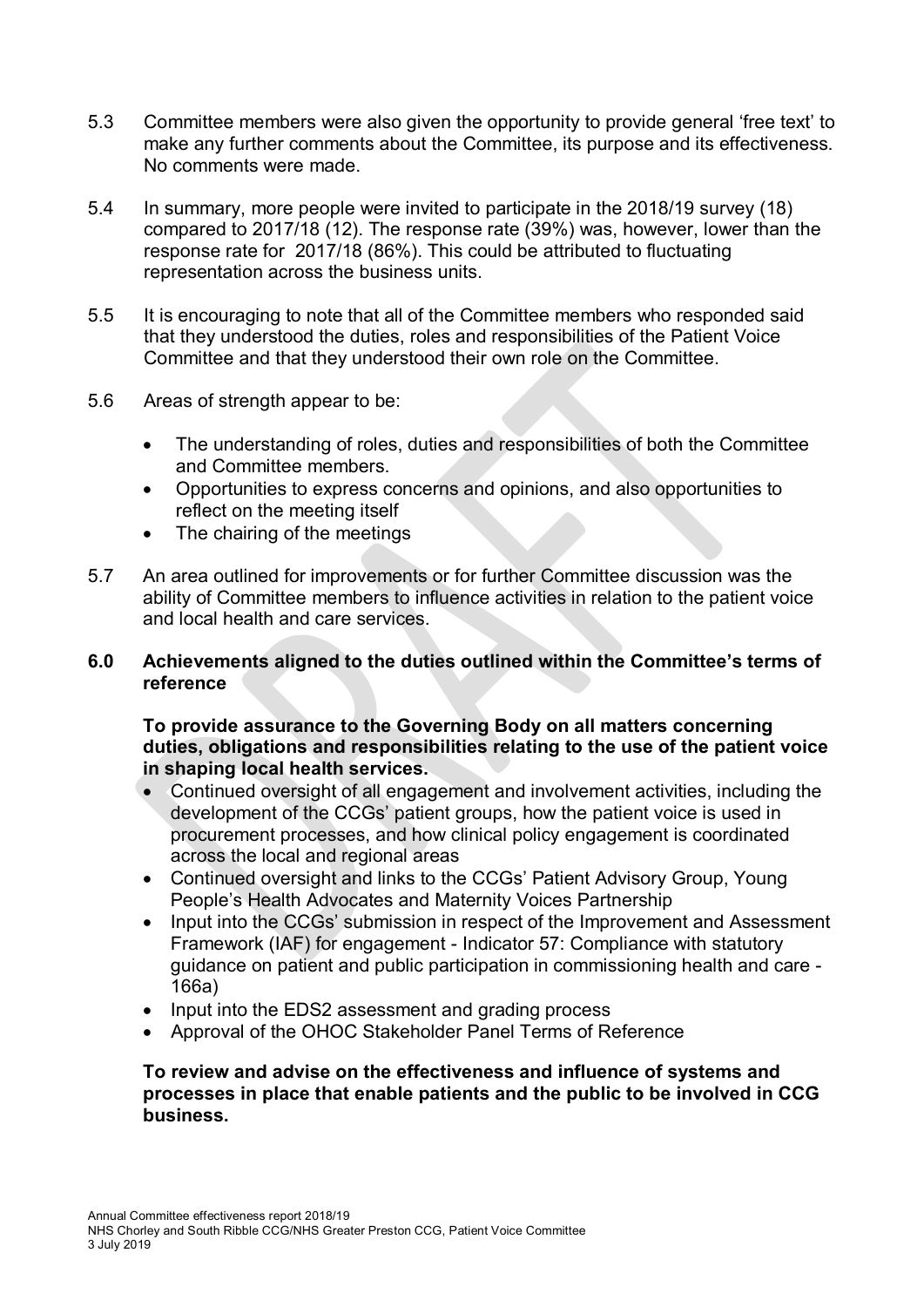5.3 Committee members were also given the opportunity to provide general 'free text' to make any further comments about the Committee, its purpose and its effectiveness. No comments were made.

5.4 In summary, more people were invited to participate in the 2018/19 survey (18) compared to 2017/18 (12). The response rate (39%) was, however, lower than the response rate for 2017/18 (86%). This could be attributed to fluctuating representation across the business units.

5.5 It is encouraging to note that all of the Committee members who responded said that they understood the duties, roles and responsibilities of the Patient Voice Committee and that they understood their own role on the Committee.

5.6 Areas of strength appear to be:

- The understanding of roles, duties and responsibilities of both the Committee and Committee members.
- Opportunities to express concerns and opinions, and also opportunities to reflect on the meeting itself
- The chairing of the meetings

5.7 An area outlined for improvements or for further Committee discussion was the ability of Committee members to influence activities in relation to the patient voice and local health and care services.

## 6.0 Achievements aligned to the duties outlined within the Committee's terms of reference

**To provide assurance to the Governing Body on all matters concerning duties, obligations and responsibilities relating to the use of the patient voice in shaping local health services.**

- Continued oversight of all engagement and involvement activities, including the development of the CCGs' patient groups, how the patient voice is used in procurement processes, and how clinical policy engagement is coordinated across the local and regional areas
- Continued oversight and links to the CCGs' Patient Advisory Group, Young People's Health Advocates and Maternity Voices Partnership
- Input into the CCGs' submission in respect of the Improvement and Assessment Framework (IAF) for engagement - Indicator 57: Compliance with statutory guidance on patient and public participation in commissioning health and care - 166a)
- Input into the EDS2 assessment and grading process
- Approval of the OHOC Stakeholder Panel Terms of Reference

**To review and advise on the effectiveness and influence of systems and processes in place that enable patients and the public to be involved in CCG business.**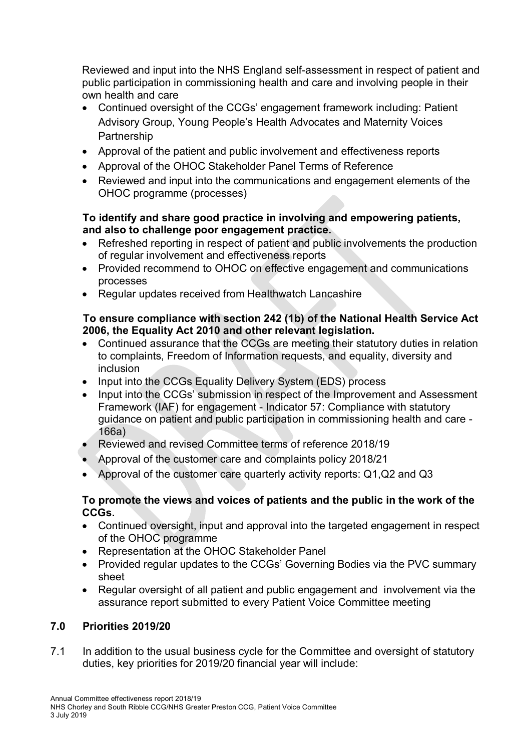Reviewed and input into the NHS England self-assessment in respect of patient and public participation in commissioning health and care and involving people in their own health and care

- Continued oversight of the CCGs' engagement framework including: Patient Advisory Group, Young People's Health Advocates and Maternity Voices Partnership
- Approval of the patient and public involvement and effectiveness reports
- Approval of the OHOC Stakeholder Panel Terms of Reference
- Reviewed and input into the communications and engagement elements of the OHOC programme (processes)

**To identify and share good practice in involving and empowering patients, and also to challenge poor engagement practice.**

- Refreshed reporting in respect of patient and public involvements the production of regular involvement and effectiveness reports
- Provided recommend to OHOC on effective engagement and communications processes
- Regular updates received from Healthwatch Lancashire

**To ensure compliance with section 242 (1b) of the National Health Service Act 2006, the Equality Act 2010 and other relevant legislation.**

- Continued assurance that the CCGs are meeting their statutory duties in relation to complaints, Freedom of Information requests, and equality, diversity and inclusion
- Input into the CCGs Equality Delivery System (EDS) process
- Input into the CCGs' submission in respect of the Improvement and Assessment Framework (IAF) for engagement - Indicator 57: Compliance with statutory guidance on patient and public participation in commissioning health and care - 166a)
- Reviewed and revised Committee terms of reference 2018/19
- Approval of the customer care and complaints policy 2018/21
- Approval of the customer care quarterly activity reports: Q1,Q2 and Q3

**To promote the views and voices of patients and the public in the work of the CCGs.**

- Continued oversight, input and approval into the targeted engagement in respect of the OHOC programme
- Representation at the OHOC Stakeholder Panel
- Provided regular updates to the CCGs' Governing Bodies via the PVC summary sheet
- Regular oversight of all patient and public engagement and involvement via the assurance report submitted to every Patient Voice Committee meeting

## 7.0 Priorities 2019/20

7.1 In addition to the usual business cycle for the Committee and oversight of statutory duties, key priorities for 2019/20 financial year will include: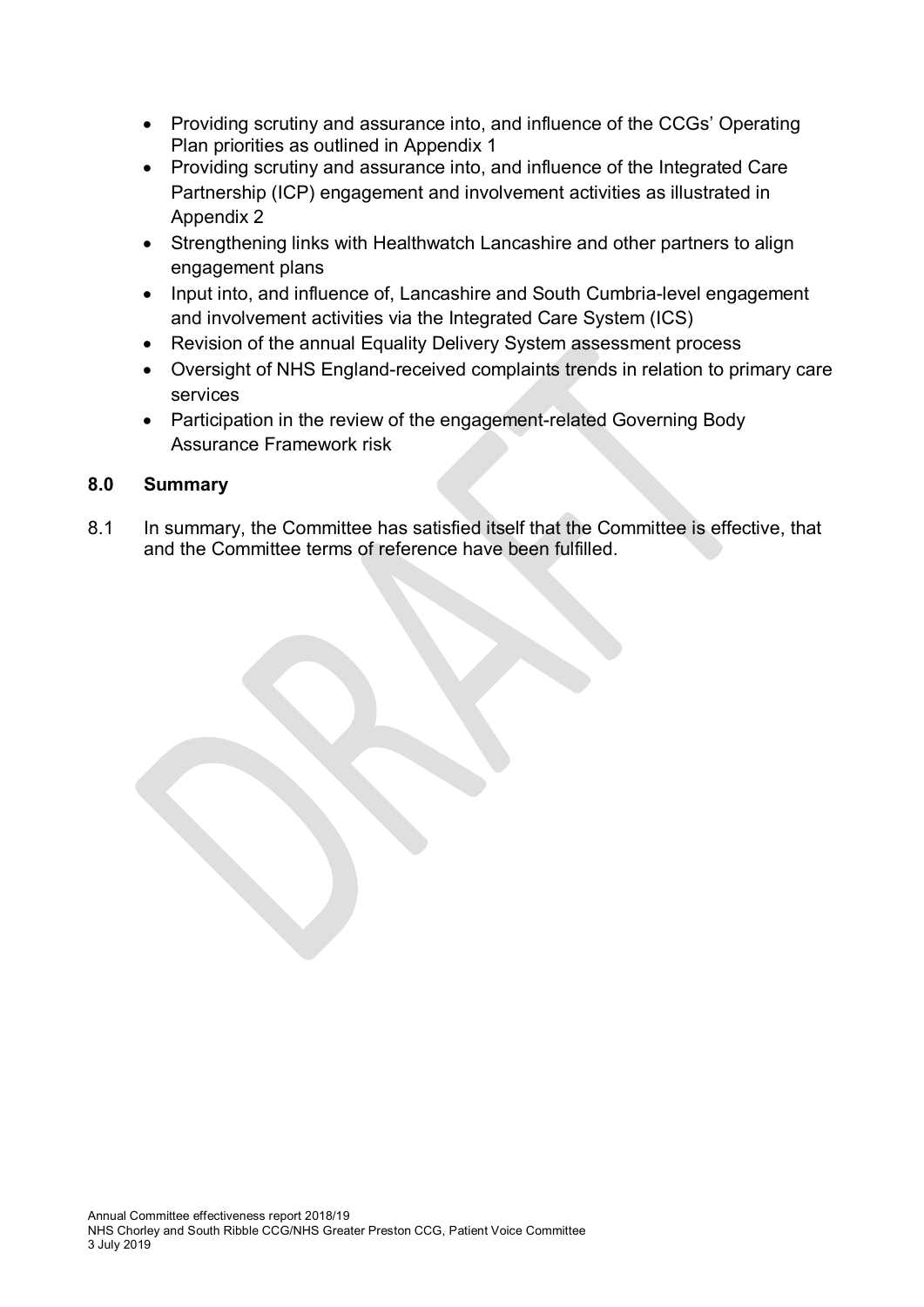- Providing scrutiny and assurance into, and influence of the CCGs' Operating Plan priorities as outlined in Appendix 1
- Providing scrutiny and assurance into, and influence of the Integrated Care Partnership (ICP) engagement and involvement activities as illustrated in Appendix 2
- Strengthening links with Healthwatch Lancashire and other partners to align engagement plans
- Input into, and influence of, Lancashire and South Cumbria-level engagement and involvement activities via the Integrated Care System (ICS)
- Revision of the annual Equality Delivery System assessment process
- Oversight of NHS England-received complaints trends in relation to primary care services
- Participation in the review of the engagement-related Governing Body Assurance Framework risk

## 8.0 Summary

8.1 In summary, the Committee has satisfied itself that the Committee is effective, that and the Committee terms of reference have been fulfilled.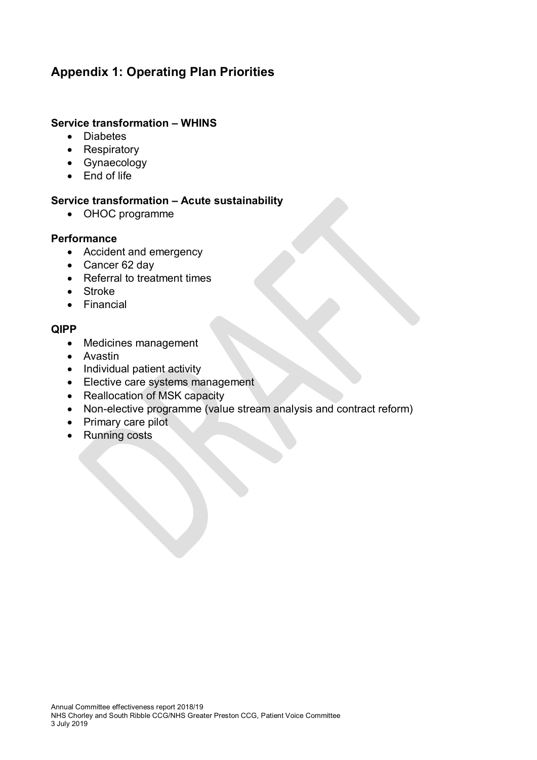## Appendix 1: Operating Plan Priorities

**Service transformation – WHINS**

- Diabetes
- Respiratory
- Gynaecology
- End of life

**Service transformation – Acute sustainability**

- OHOC programme

**Performance**

- Accident and emergency
- Cancer 62 day
- Referral to treatment times
- Stroke
- Financial

**QIPP**

- Medicines management
- Avastin
- Individual patient activity
- Elective care systems management
- Reallocation of MSK capacity
- Non-elective programme (value stream analysis and contract reform)
- Primary care pilot
- Running costs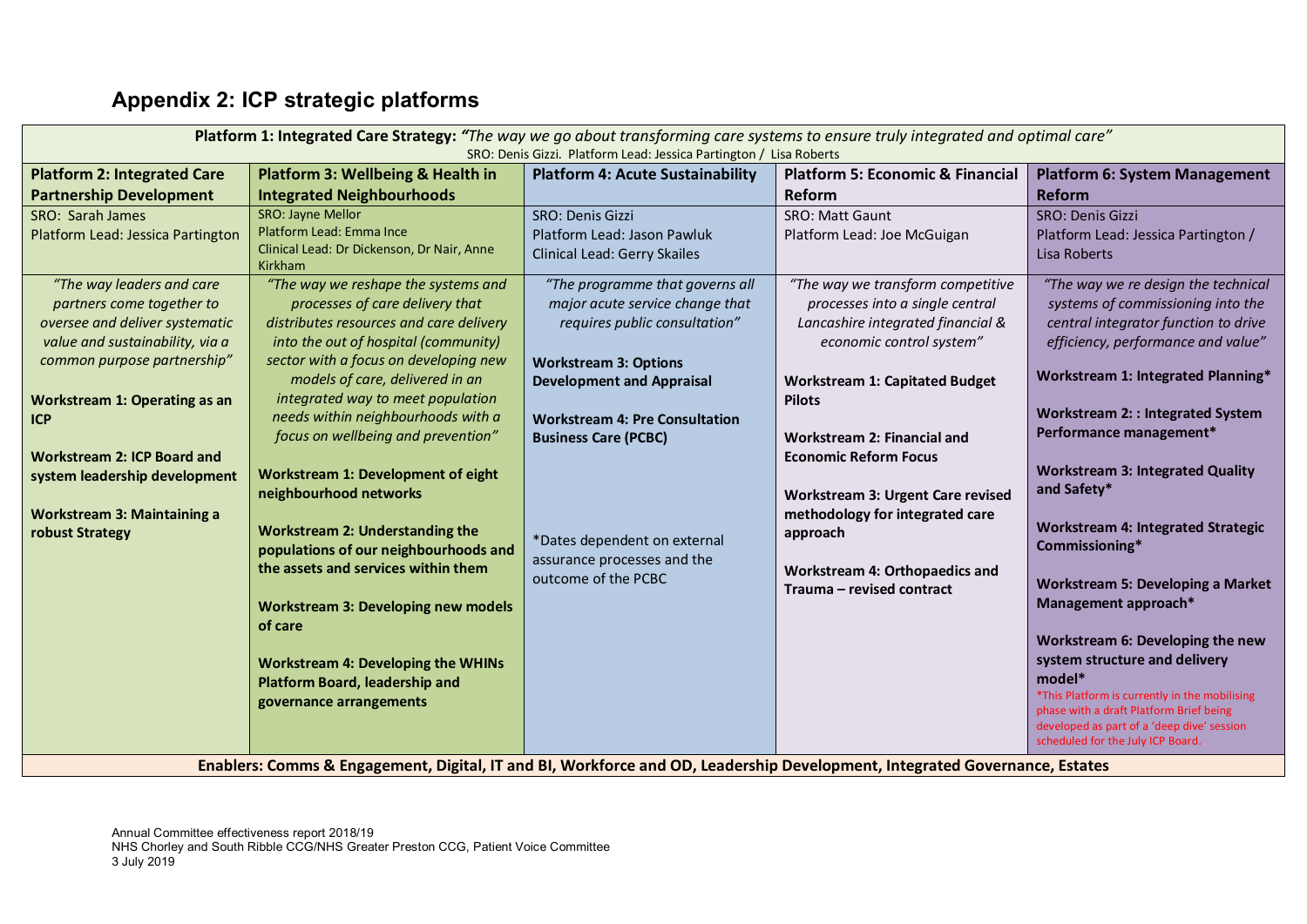## Appendix 2: ICP strategic platforms

**Platform 1: Integrated Care Strategy:** *"The way we go about transforming care systems to ensure truly integrated and optimal care"*
SRO: Denis Gizzi. Platform Lead: Jessica Partington / Lisa Roberts

| Platform 2: Integrated Care Partnership Development | Platform 3: Wellbeing & Health in Integrated Neighbourhoods | Platform 4: Acute Sustainability | Platform 5: Economic & Financial Reform | Platform 6: System Management Reform |
|---|---|---|---|---|
| SRO: Sarah James<br>Platform Lead: Jessica Partington | SRO: Jayne Mellor<br>Platform Lead: Emma Ince<br>Clinical Lead: Dr Dickenson, Dr Nair, Anne Kirkham | SRO: Denis Gizzi<br>Platform Lead: Jason Pawluk<br>Clinical Lead: Gerry Skailes | SRO: Matt Gaunt<br>Platform Lead: Joe McGuigan | SRO: Denis Gizzi<br>Platform Lead: Jessica Partington / Lisa Roberts |
| *"The way leaders and care partners come together to oversee and deliver systematic value and sustainability, via a common purpose partnership"*<br><br>**Workstream 1: Operating as an ICP**<br><br>**Workstream 2: ICP Board and system leadership development**<br><br>**Workstream 3: Maintaining a robust Strategy** | *"The way we reshape the systems and processes of care delivery that distributes resources and care delivery into the out of hospital (community) sector with a focus on developing new models of care, delivered in an integrated way to meet population needs within neighbourhoods with a focus on wellbeing and prevention"*<br><br>**Workstream 1: Development of eight neighbourhood networks**<br><br>**Workstream 2: Understanding the populations of our neighbourhoods and the assets and services within them**<br><br>**Workstream 3: Developing new models of care**<br><br>**Workstream 4: Developing the WHINs Platform Board, leadership and governance arrangements** | *"The programme that governs all major acute service change that requires public consultation"*<br><br>**Workstream 3: Options Development and Appraisal**<br><br>**Workstream 4: Pre Consultation Business Care (PCBC)**<br><br>*Dates dependent on external assurance processes and the outcome of the PCBC | *"The way we transform competitive processes into a single central Lancashire integrated financial & economic control system"*<br><br>**Workstream 1: Capitated Budget Pilots**<br><br>**Workstream 2: Financial and Economic Reform Focus**<br><br>**Workstream 3: Urgent Care revised methodology for integrated care approach**<br><br>**Workstream 4: Orthopaedics and Trauma – revised contract** | *"The way we re design the technical systems of commissioning into the central integrator function to drive efficiency, performance and value"*<br><br>**Workstream 1: Integrated Planning***<br><br>**Workstream 2: : Integrated System Performance management***<br><br>**Workstream 3: Integrated Quality and Safety***<br><br>**Workstream 4: Integrated Strategic Commissioning***<br><br>**Workstream 5: Developing a Market Management approach***<br><br>**Workstream 6: Developing the new system structure and delivery model***<br>*This Platform is currently in the mobilising phase with a draft Platform Brief being developed as part of a 'deep dive' session scheduled for the July ICP Board. |

**Enablers: Comms & Engagement, Digital, IT and BI, Workforce and OD, Leadership Development, Integrated Governance, Estates**

Annual Committee effectiveness report 2018/19
NHS Chorley and South Ribble CCG/NHS Greater Preston CCG, Patient Voice Committee
3 July 2019